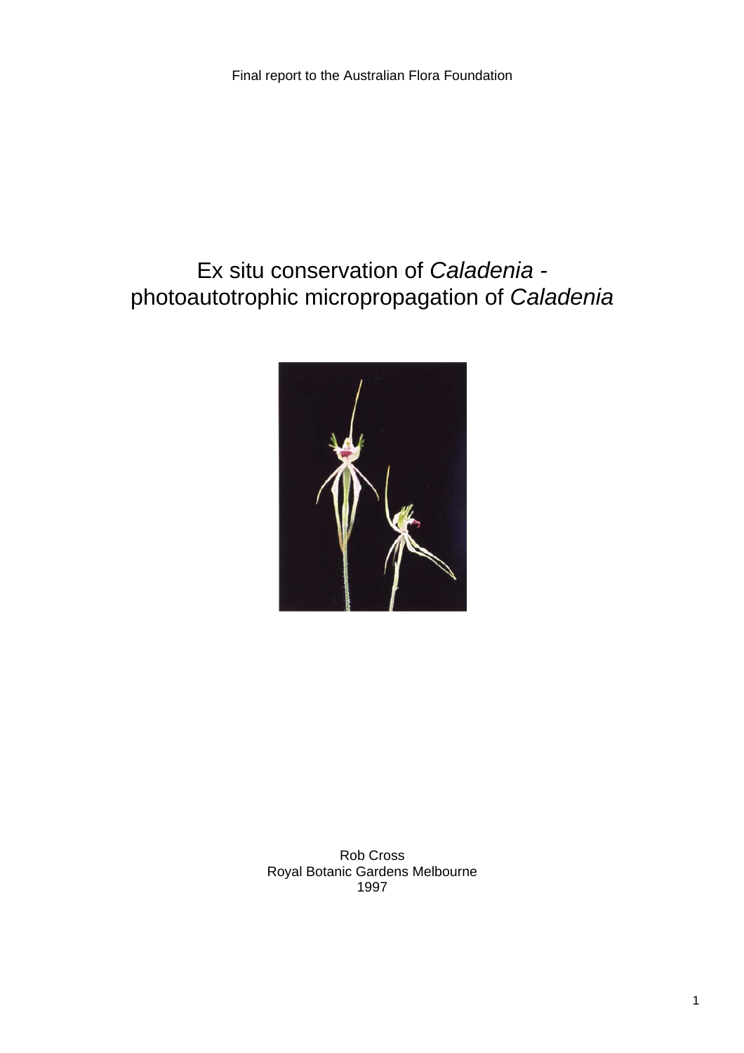Final report to the Australian Flora Foundation

# Ex situ conservation of *Caladenia* - photoautotrophic micropropagation of *Caladenia*

Rob Cross
Royal Botanic Gardens Melbourne
1997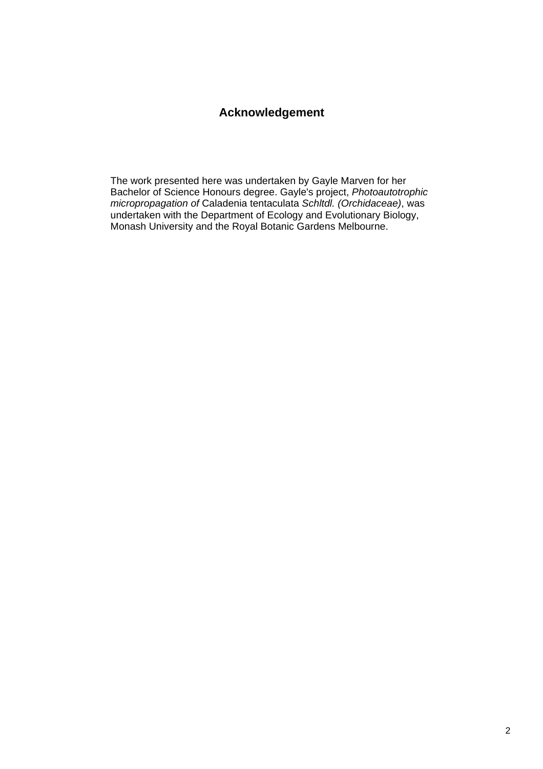## Acknowledgement

The work presented here was undertaken by Gayle Marven for her Bachelor of Science Honours degree. Gayle's project, *Photoautotrophic micropropagation of* Caladenia tentaculata *Schltdl. (Orchidaceae)*, was undertaken with the Department of Ecology and Evolutionary Biology, Monash University and the Royal Botanic Gardens Melbourne.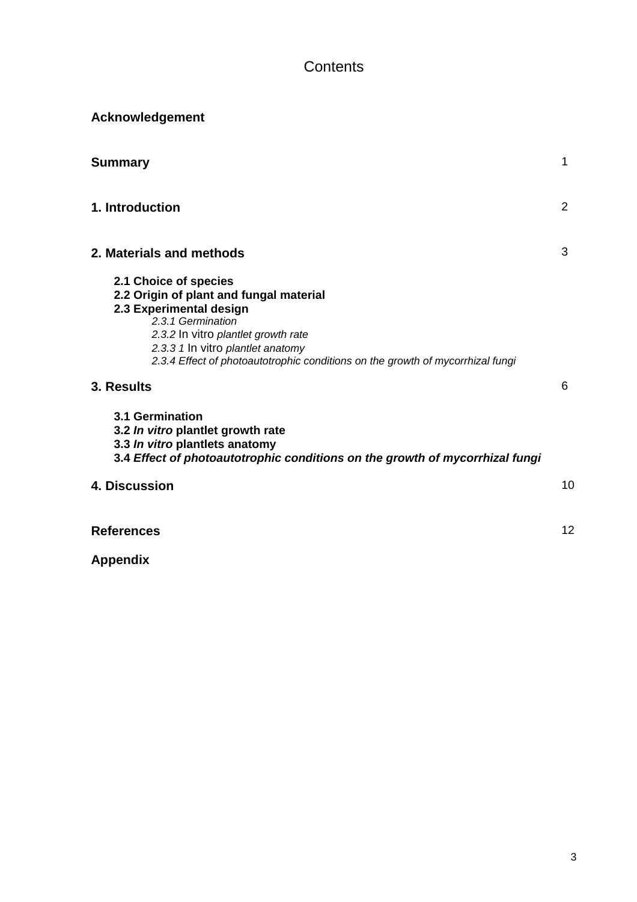# Contents

**Acknowledgement**

| | |
|---|---|
| **Summary** | 1 |
| **1. Introduction** | 2 |
| **2. Materials and methods** | 3 |
| **2.1 Choice of species** | |
| **2.2 Origin of plant and fungal material** | |
| **2.3 Experimental design** | |
| *2.3.1 Germination* | |
| *2.3.2* In vitro *plantlet growth rate* | |
| *2.3.3 1* In vitro *plantlet anatomy* | |
| *2.3.4 Effect of photoautotrophic conditions on the growth of mycorrhizal fungi* | |
| **3. Results** | 6 |
| **3.1 Germination** | |
| **3.2 *In vitro* plantlet growth rate** | |
| **3.3 *In vitro* plantlets anatomy** | |
| **3.4 *Effect of photoautotrophic conditions on the growth of mycorrhizal fungi*** | |
| **4. Discussion** | 10 |
| **References** | 12 |
| **Appendix** | |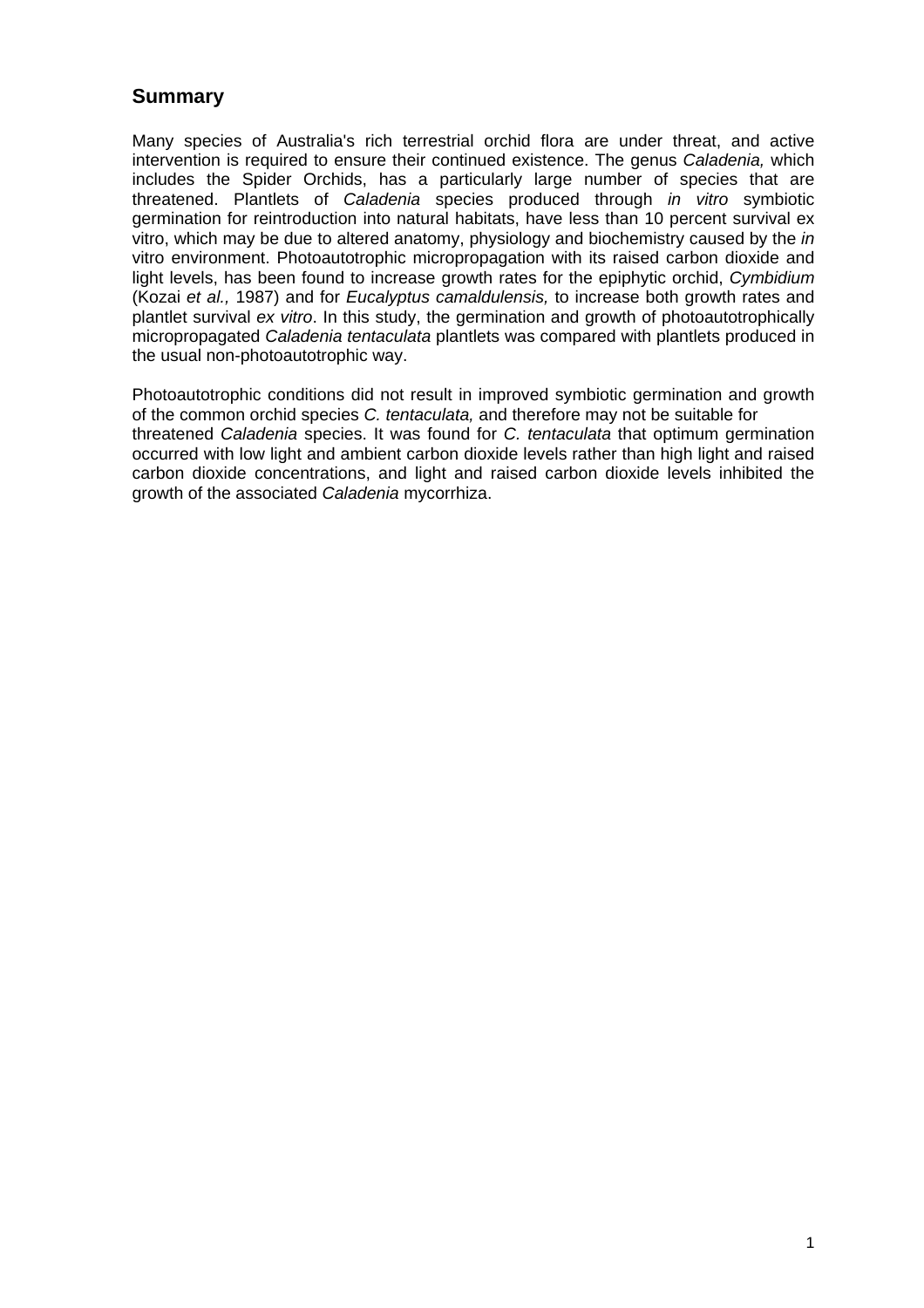## Summary

Many species of Australia's rich terrestrial orchid flora are under threat, and active intervention is required to ensure their continued existence. The genus *Caladenia,* which includes the Spider Orchids, has a particularly large number of species that are threatened. Plantlets of *Caladenia* species produced through *in vitro* symbiotic germination for reintroduction into natural habitats, have less than 10 percent survival ex vitro, which may be due to altered anatomy, physiology and biochemistry caused by the *in* vitro environment. Photoautotrophic micropropagation with its raised carbon dioxide and light levels, has been found to increase growth rates for the epiphytic orchid, *Cymbidium* (Kozai *et al.,* 1987) and for *Eucalyptus camaldulensis,* to increase both growth rates and plantlet survival *ex vitro*. In this study, the germination and growth of photoautotrophically micropropagated *Caladenia tentaculata* plantlets was compared with plantlets produced in the usual non-photoautotrophic way.

Photoautotrophic conditions did not result in improved symbiotic germination and growth of the common orchid species *C. tentaculata,* and therefore may not be suitable for threatened *Caladenia* species. It was found for *C. tentaculata* that optimum germination occurred with low light and ambient carbon dioxide levels rather than high light and raised carbon dioxide concentrations, and light and raised carbon dioxide levels inhibited the growth of the associated *Caladenia* mycorrhiza.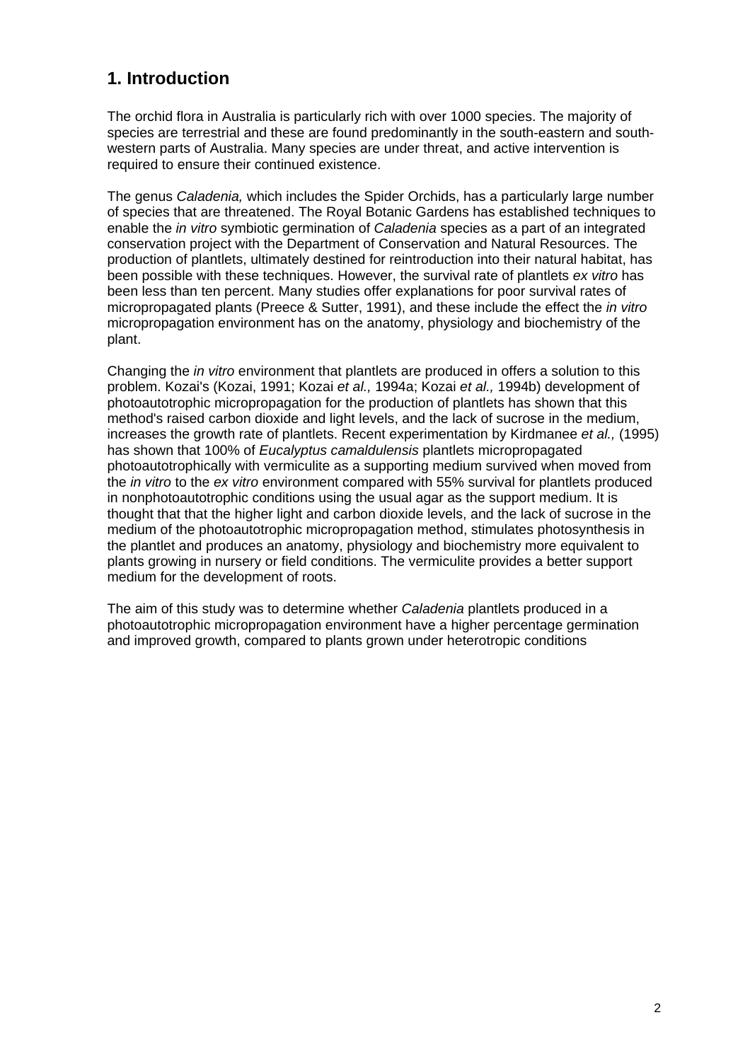## 1. Introduction

The orchid flora in Australia is particularly rich with over 1000 species. The majority of species are terrestrial and these are found predominantly in the south-eastern and south-western parts of Australia. Many species are under threat, and active intervention is required to ensure their continued existence.

The genus *Caladenia,* which includes the Spider Orchids, has a particularly large number of species that are threatened. The Royal Botanic Gardens has established techniques to enable the *in vitro* symbiotic germination of *Caladenia* species as a part of an integrated conservation project with the Department of Conservation and Natural Resources. The production of plantlets, ultimately destined for reintroduction into their natural habitat, has been possible with these techniques. However, the survival rate of plantlets *ex vitro* has been less than ten percent. Many studies offer explanations for poor survival rates of micropropagated plants (Preece & Sutter, 1991), and these include the effect the *in vitro* micropropagation environment has on the anatomy, physiology and biochemistry of the plant.

Changing the *in vitro* environment that plantlets are produced in offers a solution to this problem. Kozai's (Kozai, 1991; Kozai *et al.,* 1994a; Kozai *et al.,* 1994b) development of photoautotrophic micropropagation for the production of plantlets has shown that this method's raised carbon dioxide and light levels, and the lack of sucrose in the medium, increases the growth rate of plantlets. Recent experimentation by Kirdmanee *et al.,* (1995) has shown that 100% of *Eucalyptus camaldulensis* plantlets micropropagated photoautotrophically with vermiculite as a supporting medium survived when moved from the *in vitro* to the *ex vitro* environment compared with 55% survival for plantlets produced in nonphotoautotrophic conditions using the usual agar as the support medium. It is thought that that the higher light and carbon dioxide levels, and the lack of sucrose in the medium of the photoautotrophic micropropagation method, stimulates photosynthesis in the plantlet and produces an anatomy, physiology and biochemistry more equivalent to plants growing in nursery or field conditions. The vermiculite provides a better support medium for the development of roots.

The aim of this study was to determine whether *Caladenia* plantlets produced in a photoautotrophic micropropagation environment have a higher percentage germination and improved growth, compared to plants grown under heterotropic conditions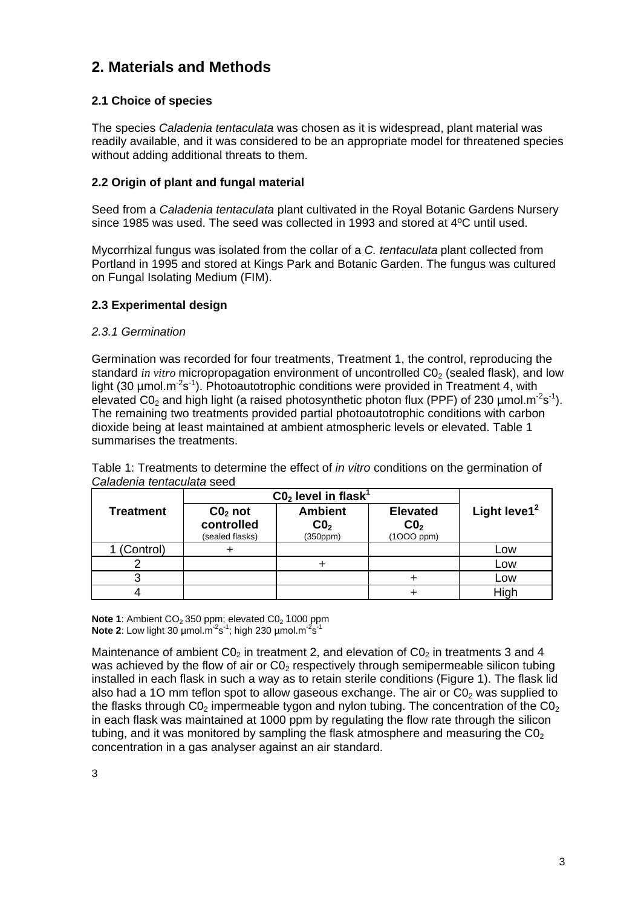# 2. Materials and Methods

### 2.1 Choice of species

The species *Caladenia tentaculata* was chosen as it is widespread, plant material was readily available, and it was considered to be an appropriate model for threatened species without adding additional threats to them.

### 2.2 Origin of plant and fungal material

Seed from a *Caladenia tentaculata* plant cultivated in the Royal Botanic Gardens Nursery since 1985 was used. The seed was collected in 1993 and stored at 4ºC until used.

Mycorrhizal fungus was isolated from the collar of a *C. tentaculata* plant collected from Portland in 1995 and stored at Kings Park and Botanic Garden. The fungus was cultured on Fungal Isolating Medium (FIM).

### 2.3 Experimental design

*2.3.1 Germination*

Germination was recorded for four treatments, Treatment 1, the control, reproducing the standard *in vitro* micropropagation environment of uncontrolled $C0_2$ (sealed flask), and low light (30 µmol.m$^{-2}$s$^{-1}$). Photoautotrophic conditions were provided in Treatment 4, with elevated $C0_2$ and high light (a raised photosynthetic photon flux (PPF) of 230 µmol.m$^{-2}$s$^{-1}$). The remaining two treatments provided partial photoautotrophic conditions with carbon dioxide being at least maintained at ambient atmospheric levels or elevated. Table 1 summarises the treatments.

Table 1: Treatments to determine the effect of *in vitro* conditions on the germination of *Caladenia tentaculata* seed

| Treatment | $C0_2$ level in flask[1] | | | Light level1[2] |
|---|---|---|---|---|
| | $C0_2$ not controlled (sealed flasks) | Ambient $C0_2$ (350ppm) | Elevated $C0_2$ (1OOO ppm) | |
| 1 (Control) | + | | | Low |
| 2 | | + | | Low |
| 3 | | | + | Low |
| 4 | | | + | High |

**Note 1**: Ambient $CO_2$ 350 ppm; elevated $C0_2$ 1000 ppm
**Note 2**: Low light 30 µmol.m$^{-2}$s$^{-1}$; high 230 µmol.m$^{-2}$s$^{-1}$

Maintenance of ambient $C0_2$ in treatment 2, and elevation of $C0_2$ in treatments 3 and 4 was achieved by the flow of air or $C0_2$ respectively through semipermeable silicon tubing installed in each flask in such a way as to retain sterile conditions (Figure 1). The flask lid also had a 1O mm teflon spot to allow gaseous exchange. The air or $C0_2$ was supplied to the flasks through $C0_2$ impermeable tygon and nylon tubing. The concentration of the $C0_2$ in each flask was maintained at 1000 ppm by regulating the flow rate through the silicon tubing, and it was monitored by sampling the flask atmosphere and measuring the $C0_2$ concentration in a gas analyser against an air standard.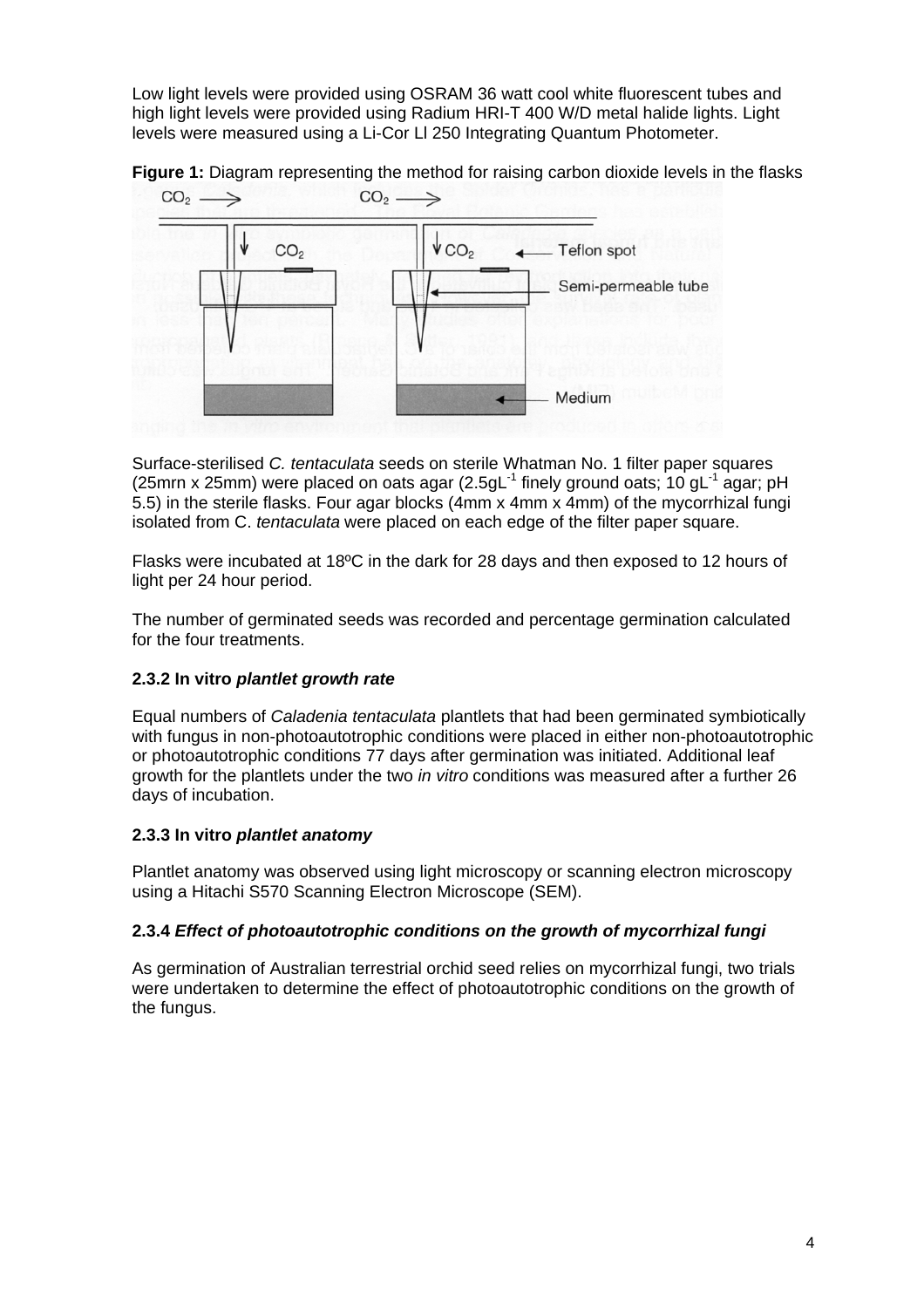Low light levels were provided using OSRAM 36 watt cool white fluorescent tubes and high light levels were provided using Radium HRI-T 400 W/D metal halide lights. Light levels were measured using a Li-Cor Ll 250 Integrating Quantum Photometer.

**Figure 1:** Diagram representing the method for raising carbon dioxide levels in the flasks

Surface-sterilised *C. tentaculata* seeds on sterile Whatman No. 1 filter paper squares (25mrn x 25mm) were placed on oats agar (2.5g$L^{-1}$ finely ground oats; 10 g$L^{-1}$ agar; pH 5.5) in the sterile flasks. Four agar blocks (4mm x 4mm x 4mm) of the mycorrhizal fungi isolated from C. *tentaculata* were placed on each edge of the filter paper square.

Flasks were incubated at 18ºC in the dark for 28 days and then exposed to 12 hours of light per 24 hour period.

The number of germinated seeds was recorded and percentage germination calculated for the four treatments.

### 2.3.2 In vitro *plantlet growth rate*

Equal numbers of *Caladenia tentaculata* plantlets that had been germinated symbiotically with fungus in non-photoautotrophic conditions were placed in either non-photoautotrophic or photoautotrophic conditions 77 days after germination was initiated. Additional leaf growth for the plantlets under the two *in vitro* conditions was measured after a further 26 days of incubation.

### 2.3.3 In vitro *plantlet anatomy*

Plantlet anatomy was observed using light microscopy or scanning electron microscopy using a Hitachi S570 Scanning Electron Microscope (SEM).

### 2.3.4 *Effect of photoautotrophic conditions on the growth of mycorrhizal fungi*

As germination of Australian terrestrial orchid seed relies on mycorrhizal fungi, two trials were undertaken to determine the effect of photoautotrophic conditions on the growth of the fungus.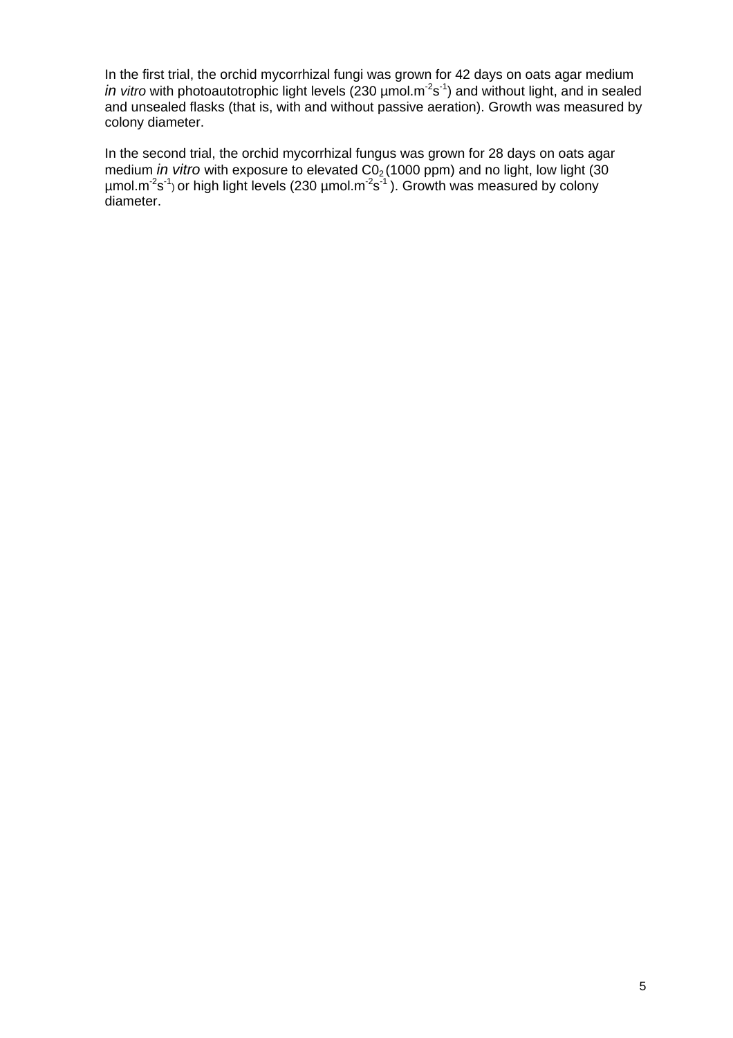In the first trial, the orchid mycorrhizal fungi was grown for 42 days on oats agar medium *in vitro* with photoautotrophic light levels (230 $\mu mol.m^{-2}s^{-1}$) and without light, and in sealed and unsealed flasks (that is, with and without passive aeration). Growth was measured by colony diameter.

In the second trial, the orchid mycorrhizal fungus was grown for 28 days on oats agar medium *in vitro* with exposure to elevated $C0_2$ (1000 ppm) and no light, low light (30 $\mu mol.m^{-2}s^{-1}$) or high light levels (230 $\mu mol.m^{-2}s^{-1}$ ). Growth was measured by colony diameter.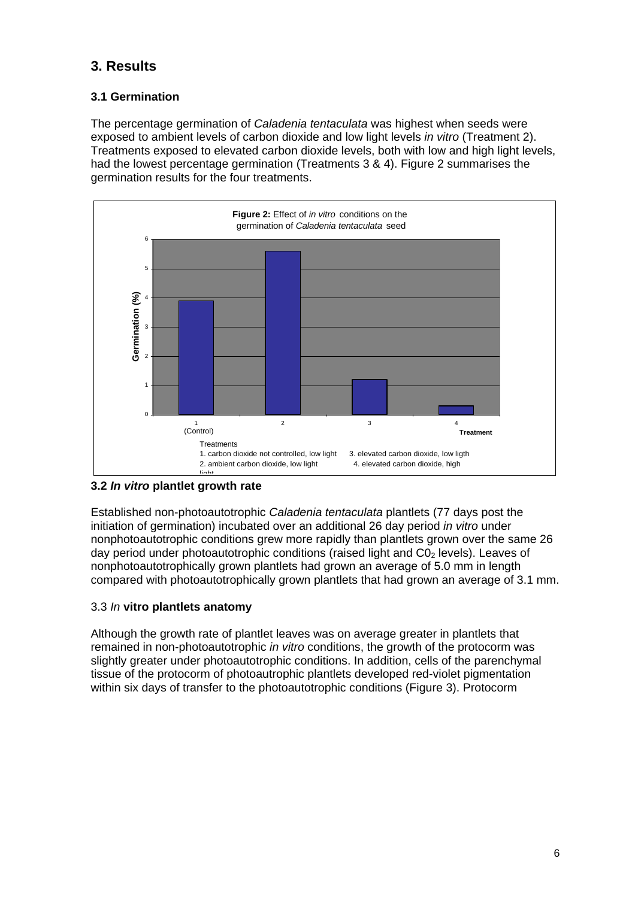# 3. Results

## 3.1 Germination

The percentage germination of *Caladenia tentaculata* was highest when seeds were exposed to ambient levels of carbon dioxide and low light levels *in vitro* (Treatment 2). Treatments exposed to elevated carbon dioxide levels, both with low and high light levels, had the lowest percentage germination (Treatments 3 & 4). Figure 2 summarises the germination results for the four treatments.

**Figure 2:** Effect of *in vitro* conditions on the germination of *Caladenia tentaculata* seed

Treatments
1. carbon dioxide not controlled, low light
2. ambient carbon dioxide, low light
3. elevated carbon dioxide, low ligth
4. elevated carbon dioxide, high light

## 3.2 *In vitro* plantlet growth rate

Established non-photoautotrophic *Caladenia tentaculata* plantlets (77 days post the initiation of germination) incubated over an additional 26 day period *in vitro* under nonphotoautotrophic conditions grew more rapidly than plantlets grown over the same 26 day period under photoautotrophic conditions (raised light and $C0_2$ levels). Leaves of nonphotoautotrophically grown plantlets had grown an average of 5.0 mm in length compared with photoautotrophically grown plantlets that had grown an average of 3.1 mm.

## 3.3 *In* vitro plantlets anatomy

Although the growth rate of plantlet leaves was on average greater in plantlets that remained in non-photoautotrophic *in vitro* conditions, the growth of the protocorm was slightly greater under photoautotrophic conditions. In addition, cells of the parenchymal tissue of the protocorm of photoautrophic plantlets developed red-violet pigmentation within six days of transfer to the photoautotrophic conditions (Figure 3). Protocorm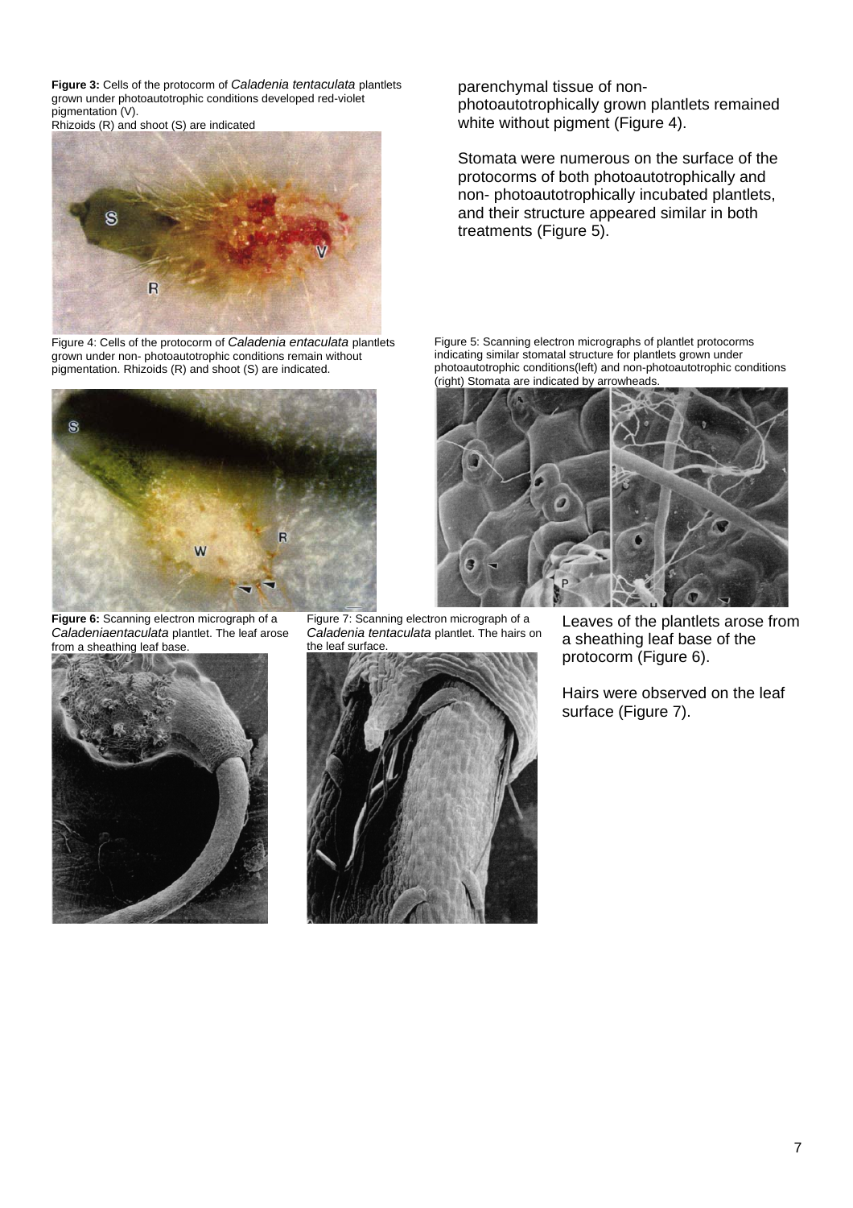**Figure 3:** Cells of the protocorm of *Caladenia tentaculata* plantlets grown under photoautotrophic conditions developed red-violet pigmentation (V).
Rhizoids (R) and shoot (S) are indicated

Figure 4: Cells of the protocorm of *Caladenia entaculata* plantlets grown under non- photoautotrophic conditions remain without pigmentation. Rhizoids (R) and shoot (S) are indicated.

parenchymal tissue of non-photoautotrophically grown plantlets remained white without pigment (Figure 4).

Stomata were numerous on the surface of the protocorms of both photoautotrophically and non- photoautotrophically incubated plantlets, and their structure appeared similar in both treatments (Figure 5).

Figure 5: Scanning electron micrographs of plantlet protocorms indicating similar stomatal structure for plantlets grown under photoautotrophic conditions(left) and non-photoautotrophic conditions (right) Stomata are indicated by arrowheads.

**Figure 6:** Scanning electron micrograph of a *Caladeniaentaculata* plantlet. The leaf arose from a sheathing leaf base.

Figure 7: Scanning electron micrograph of a *Caladenia tentaculata* plantlet. The hairs on the leaf surface.

Leaves of the plantlets arose from a sheathing leaf base of the protocorm (Figure 6).

Hairs were observed on the leaf surface (Figure 7).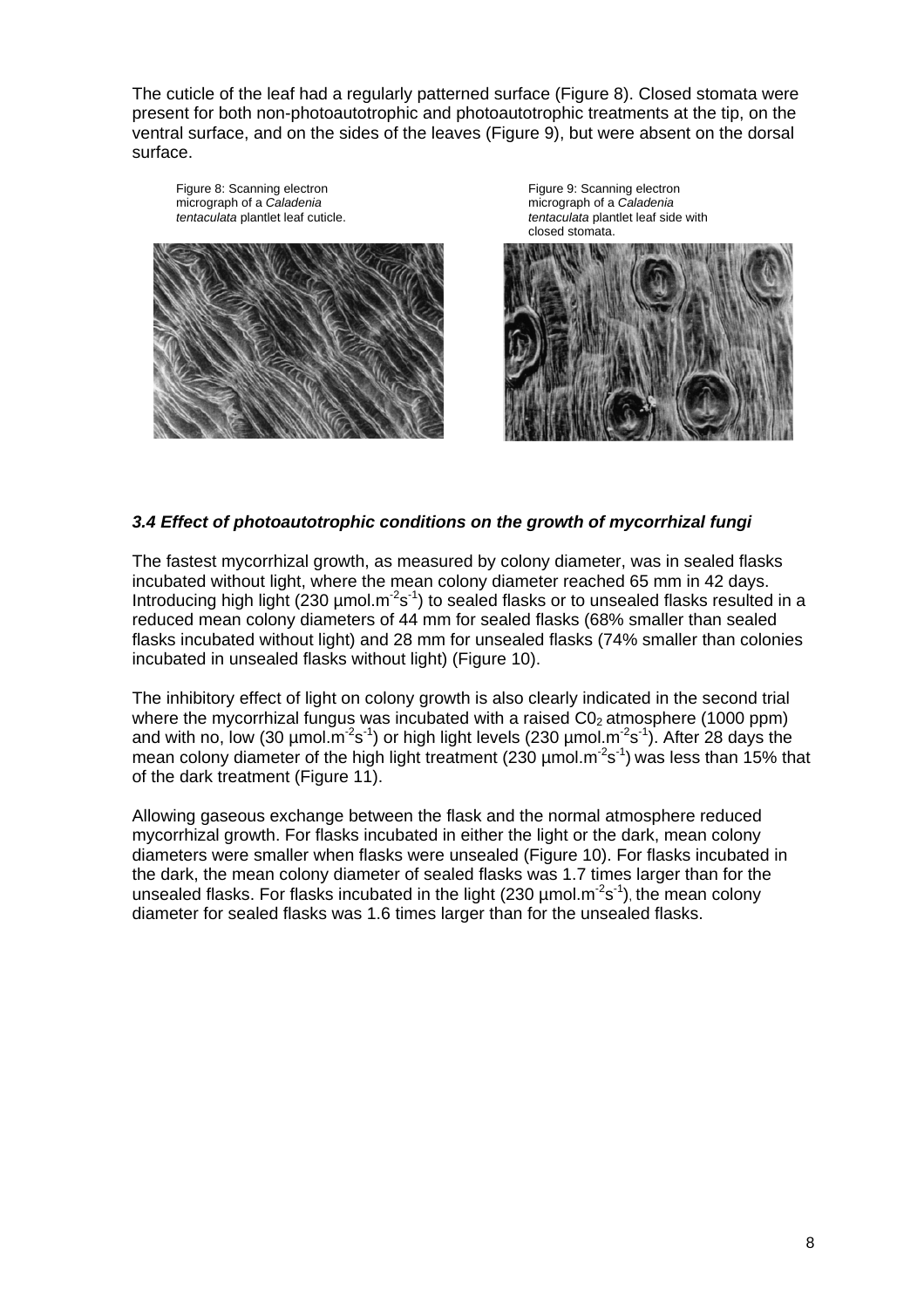The cuticle of the leaf had a regularly patterned surface (Figure 8). Closed stomata were present for both non-photoautotrophic and photoautotrophic treatments at the tip, on the ventral surface, and on the sides of the leaves (Figure 9), but were absent on the dorsal surface.

Figure 8: Scanning electron micrograph of a *Caladenia tentaculata* plantlet leaf cuticle.

Figure 9: Scanning electron micrograph of a *Caladenia tentaculata* plantlet leaf side with closed stomata.

### *3.4 Effect of photoautotrophic conditions on the growth of mycorrhizal fungi*

The fastest mycorrhizal growth, as measured by colony diameter, was in sealed flasks incubated without light, where the mean colony diameter reached 65 mm in 42 days. Introducing high light (230 µmol.m$^{-2}$s$^{-1}$) to sealed flasks or to unsealed flasks resulted in a reduced mean colony diameters of 44 mm for sealed flasks (68% smaller than sealed flasks incubated without light) and 28 mm for unsealed flasks (74% smaller than colonies incubated in unsealed flasks without light) (Figure 10).

The inhibitory effect of light on colony growth is also clearly indicated in the second trial where the mycorrhizal fungus was incubated with a raised $C0_2$ atmosphere (1000 ppm) and with no, low (30 µmol.m$^{-2}$s$^{-1}$) or high light levels (230 µmol.m$^{-2}$s$^{-1}$). After 28 days the mean colony diameter of the high light treatment (230 µmol.m$^{-2}$s$^{-1}$) was less than 15% that of the dark treatment (Figure 11).

Allowing gaseous exchange between the flask and the normal atmosphere reduced mycorrhizal growth. For flasks incubated in either the light or the dark, mean colony diameters were smaller when flasks were unsealed (Figure 10). For flasks incubated in the dark, the mean colony diameter of sealed flasks was 1.7 times larger than for the unsealed flasks. For flasks incubated in the light (230 µmol.m$^{-2}$s$^{-1}$), the mean colony diameter for sealed flasks was 1.6 times larger than for the unsealed flasks.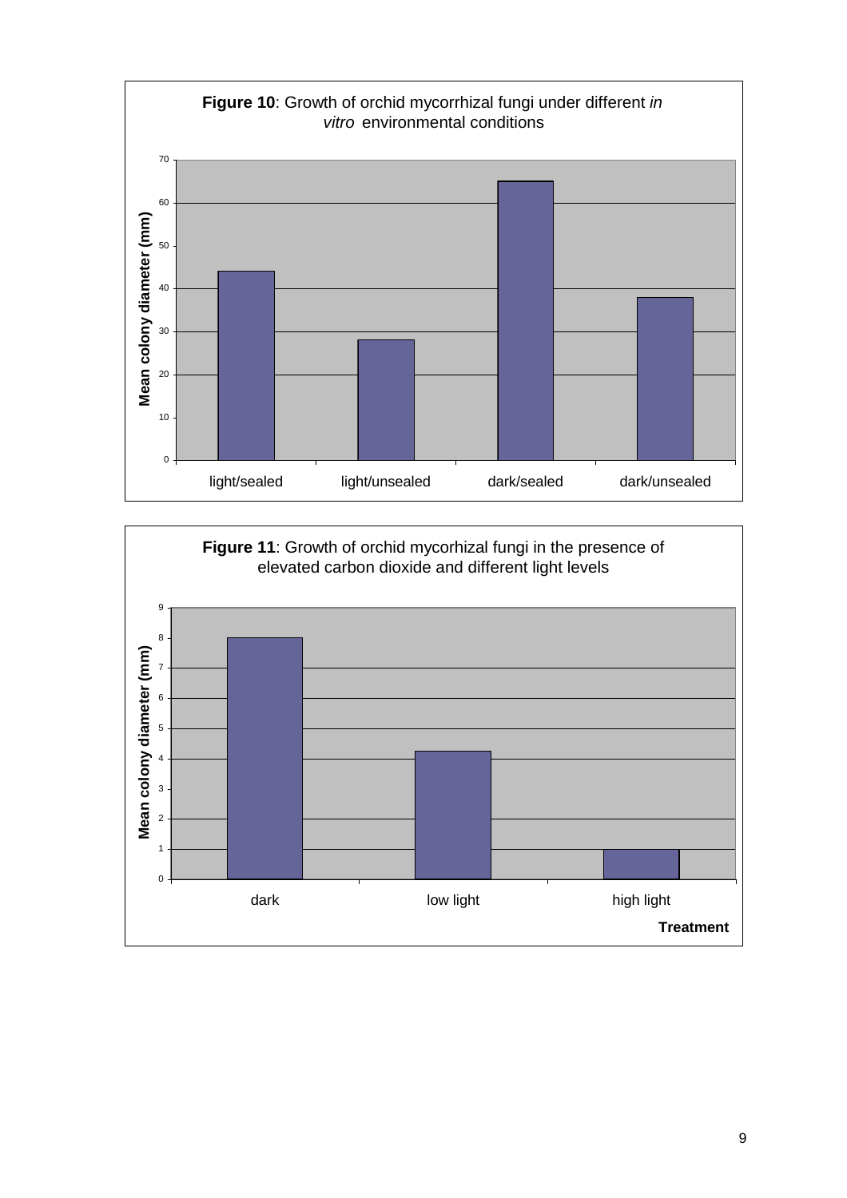**Figure 10**: Growth of orchid mycorrhizal fungi under different *in vitro* environmental conditions

**Figure 11**: Growth of orchid mycorhizal fungi in the presence of elevated carbon dioxide and different light levels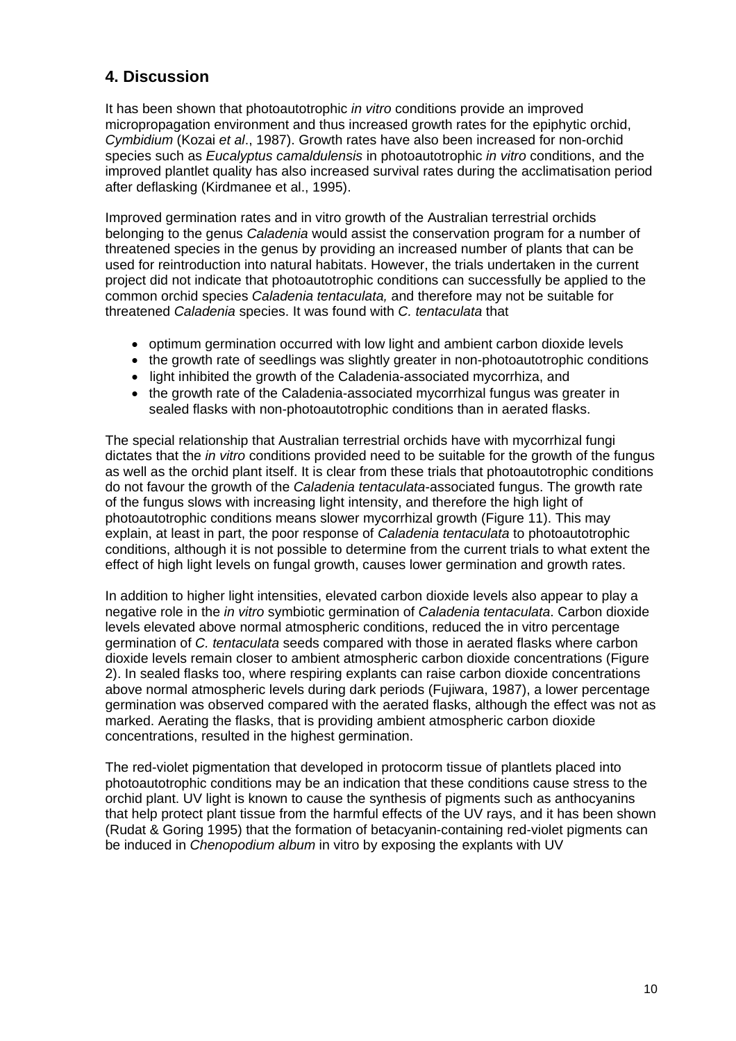## 4. Discussion

It has been shown that photoautotrophic *in vitro* conditions provide an improved micropropagation environment and thus increased growth rates for the epiphytic orchid, *Cymbidium* (Kozai *et al*., 1987). Growth rates have also been increased for non-orchid species such as *Eucalyptus camaldulensis* in photoautotrophic *in vitro* conditions, and the improved plantlet quality has also increased survival rates during the acclimatisation period after deflasking (Kirdmanee et al., 1995).

Improved germination rates and in vitro growth of the Australian terrestrial orchids belonging to the genus *Caladenia* would assist the conservation program for a number of threatened species in the genus by providing an increased number of plants that can be used for reintroduction into natural habitats. However, the trials undertaken in the current project did not indicate that photoautotrophic conditions can successfully be applied to the common orchid species *Caladenia tentaculata,* and therefore may not be suitable for threatened *Caladenia* species. It was found with *C. tentaculata* that

- optimum germination occurred with low light and ambient carbon dioxide levels
- the growth rate of seedlings was slightly greater in non-photoautotrophic conditions
- light inhibited the growth of the Caladenia-associated mycorrhiza, and
- the growth rate of the Caladenia-associated mycorrhizal fungus was greater in sealed flasks with non-photoautotrophic conditions than in aerated flasks.

The special relationship that Australian terrestrial orchids have with mycorrhizal fungi dictates that the *in vitro* conditions provided need to be suitable for the growth of the fungus as well as the orchid plant itself. It is clear from these trials that photoautotrophic conditions do not favour the growth of the *Caladenia tentaculata*-associated fungus. The growth rate of the fungus slows with increasing light intensity, and therefore the high light of photoautotrophic conditions means slower mycorrhizal growth (Figure 11). This may explain, at least in part, the poor response of *Caladenia tentaculata* to photoautotrophic conditions, although it is not possible to determine from the current trials to what extent the effect of high light levels on fungal growth, causes lower germination and growth rates.

In addition to higher light intensities, elevated carbon dioxide levels also appear to play a negative role in the *in vitro* symbiotic germination of *Caladenia tentaculata*. Carbon dioxide levels elevated above normal atmospheric conditions, reduced the in vitro percentage germination of *C. tentaculata* seeds compared with those in aerated flasks where carbon dioxide levels remain closer to ambient atmospheric carbon dioxide concentrations (Figure 2). In sealed flasks too, where respiring explants can raise carbon dioxide concentrations above normal atmospheric levels during dark periods (Fujiwara, 1987), a lower percentage germination was observed compared with the aerated flasks, although the effect was not as marked. Aerating the flasks, that is providing ambient atmospheric carbon dioxide concentrations, resulted in the highest germination.

The red-violet pigmentation that developed in protocorm tissue of plantlets placed into photoautotrophic conditions may be an indication that these conditions cause stress to the orchid plant. UV light is known to cause the synthesis of pigments such as anthocyanins that help protect plant tissue from the harmful effects of the UV rays, and it has been shown (Rudat & Goring 1995) that the formation of betacyanin-containing red-violet pigments can be induced in *Chenopodium album* in vitro by exposing the explants with UV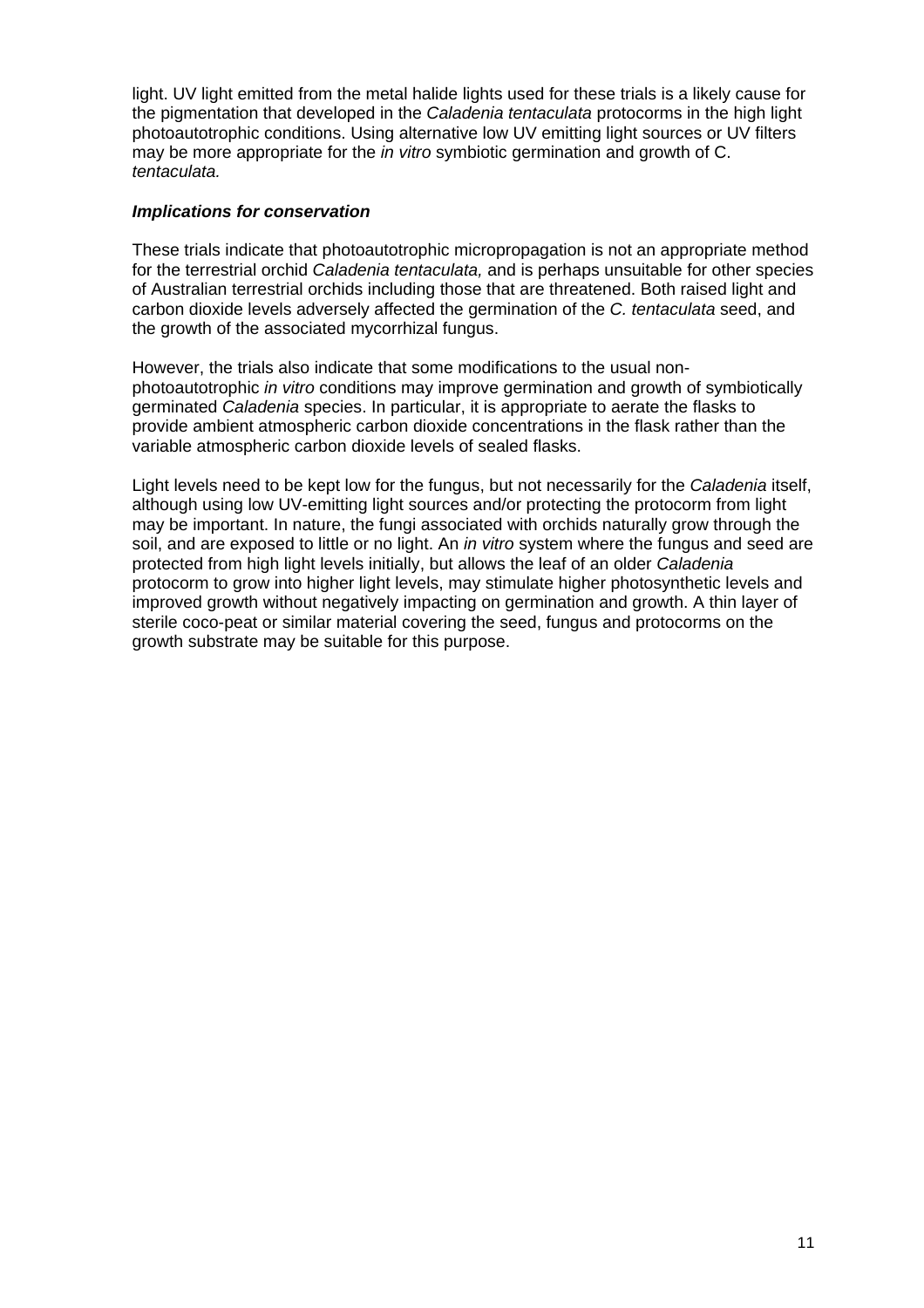light. UV light emitted from the metal halide lights used for these trials is a likely cause for the pigmentation that developed in the *Caladenia tentaculata* protocorms in the high light photoautotrophic conditions. Using alternative low UV emitting light sources or UV filters may be more appropriate for the *in vitro* symbiotic germination and growth of C. *tentaculata.*

### *Implications for conservation*

These trials indicate that photoautotrophic micropropagation is not an appropriate method for the terrestrial orchid *Caladenia tentaculata,* and is perhaps unsuitable for other species of Australian terrestrial orchids including those that are threatened. Both raised light and carbon dioxide levels adversely affected the germination of the *C. tentaculata* seed, and the growth of the associated mycorrhizal fungus.

However, the trials also indicate that some modifications to the usual non-photoautotrophic *in vitro* conditions may improve germination and growth of symbiotically germinated *Caladenia* species. In particular, it is appropriate to aerate the flasks to provide ambient atmospheric carbon dioxide concentrations in the flask rather than the variable atmospheric carbon dioxide levels of sealed flasks.

Light levels need to be kept low for the fungus, but not necessarily for the *Caladenia* itself, although using low UV-emitting light sources and/or protecting the protocorm from light may be important. In nature, the fungi associated with orchids naturally grow through the soil, and are exposed to little or no light. An *in vitro* system where the fungus and seed are protected from high light levels initially, but allows the leaf of an older *Caladenia* protocorm to grow into higher light levels, may stimulate higher photosynthetic levels and improved growth without negatively impacting on germination and growth. A thin layer of sterile coco-peat or similar material covering the seed, fungus and protocorms on the growth substrate may be suitable for this purpose.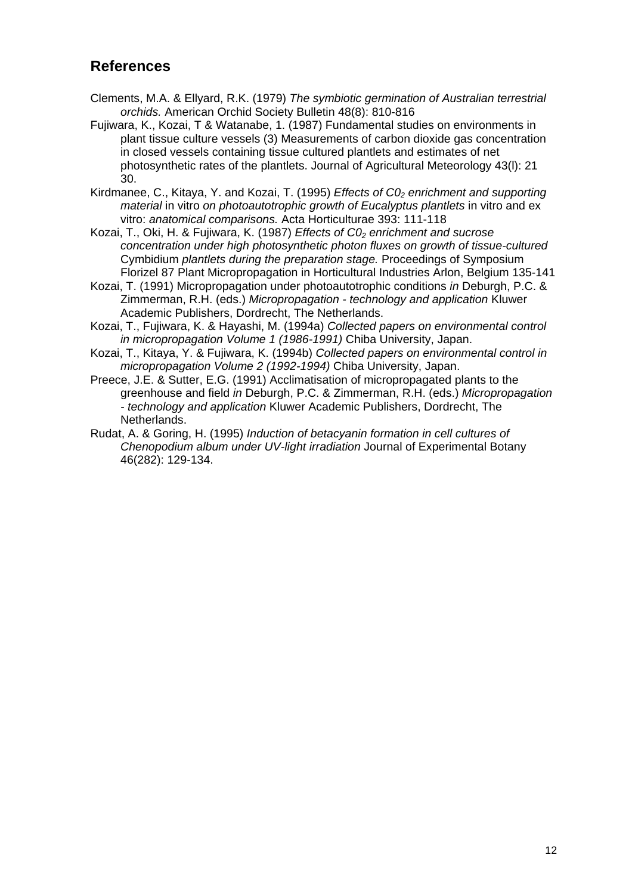## References

Clements, M.A. & Ellyard, R.K. (1979) *The symbiotic germination of Australian terrestrial orchids.* American Orchid Society Bulletin 48(8): 810-816

Fujiwara, K., Kozai, T & Watanabe, 1. (1987) Fundamental studies on environments in plant tissue culture vessels (3) Measurements of carbon dioxide gas concentration in closed vessels containing tissue cultured plantlets and estimates of net photosynthetic rates of the plantlets. Journal of Agricultural Meteorology 43(l): 21 30.

Kirdmanee, C., Kitaya, Y. and Kozai, T. (1995) *Effects of $C0_2$ enrichment and supporting material* in vitro *on photoautotrophic growth of Eucalyptus plantlets* in vitro and ex vitro: *anatomical comparisons.* Acta Horticulturae 393: 111-118

Kozai, T., Oki, H. & Fujiwara, K. (1987) *Effects of $C0_2$ enrichment and sucrose concentration under high photosynthetic photon fluxes on growth of tissue-cultured* Cymbidium *plantlets during the preparation stage.* Proceedings of Symposium Florizel 87 Plant Micropropagation in Horticultural Industries Arlon, Belgium 135-141

Kozai, T. (1991) Micropropagation under photoautotrophic conditions *in* Deburgh, P.C. & Zimmerman, R.H. (eds.) *Micropropagation - technology and application* Kluwer Academic Publishers, Dordrecht, The Netherlands.

Kozai, T., Fujiwara, K. & Hayashi, M. (1994a) *Collected papers on environmental control in micropropagation Volume 1 (1986-1991)* Chiba University, Japan.

Kozai, T., Kitaya, Y. & Fujiwara, K. (1994b) *Collected papers on environmental control in micropropagation Volume 2 (1992-1994)* Chiba University, Japan.

Preece, J.E. & Sutter, E.G. (1991) Acclimatisation of micropropagated plants to the greenhouse and field *in* Deburgh, P.C. & Zimmerman, R.H. (eds.) *Micropropagation - technology and application* Kluwer Academic Publishers, Dordrecht, The Netherlands.

Rudat, A. & Goring, H. (1995) *Induction of betacyanin formation in cell cultures of Chenopodium album under UV-light irradiation* Journal of Experimental Botany 46(282): 129-134.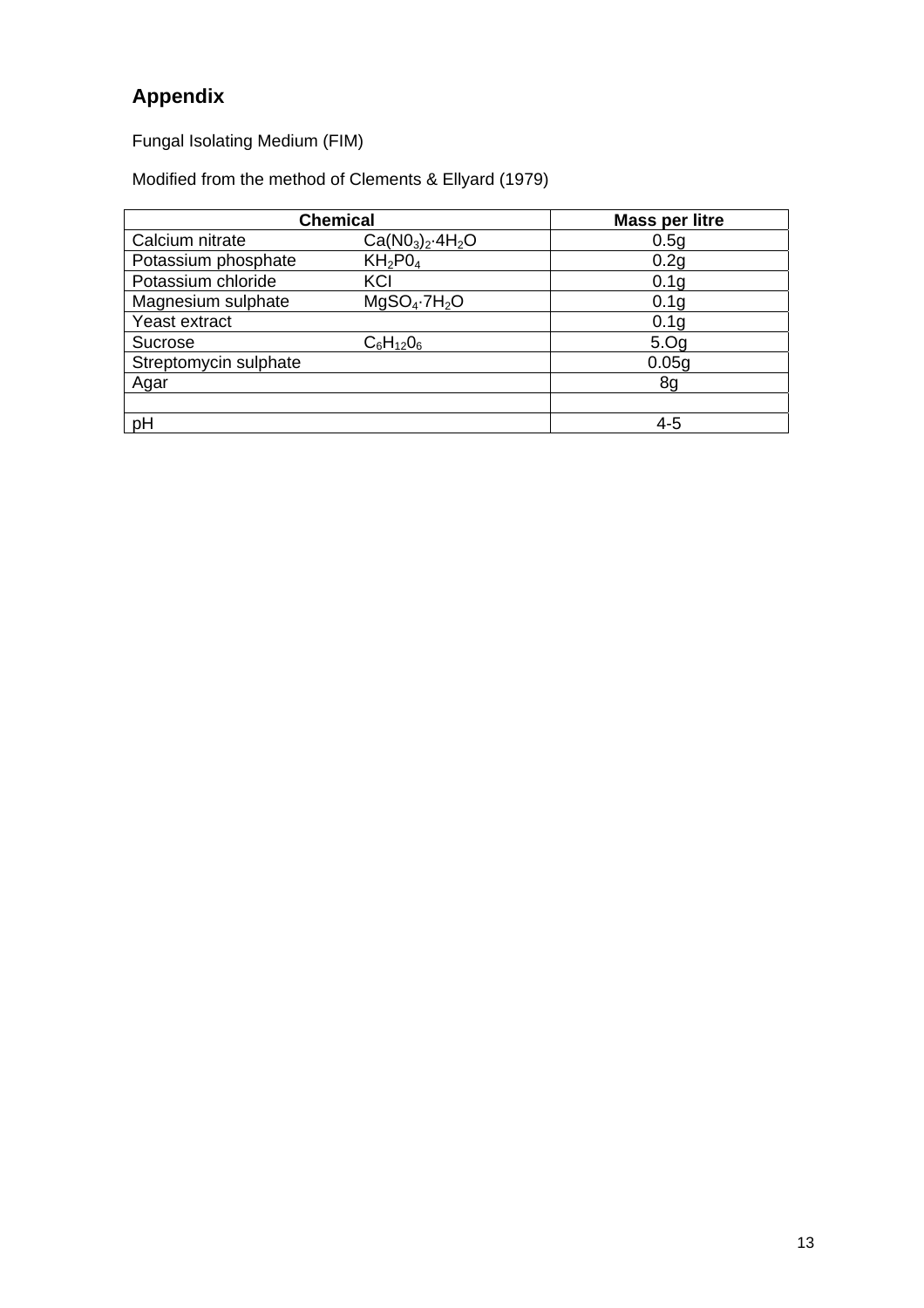## Appendix

Fungal Isolating Medium (FIM)

Modified from the method of Clements & Ellyard (1979)

| Chemical | | Mass per litre |
|---|---|---|
| Calcium nitrate | $Ca(N0_3)_2 \cdot 4H_2O$ | 0.5g |
| Potassium phosphate | $KH_2P0_4$ | 0.2g |
| Potassium chloride | KCl | 0.1g |
| Magnesium sulphate | $MgSO_4 \cdot 7H_2O$ | 0.1g |
| Yeast extract | | 0.1g |
| Sucrose | $C_6H_{12}0_6$ | 5.Og |
| Streptomycin sulphate | | 0.05g |
| Agar | | 8g |
| | | |
| pH | | 4-5 |